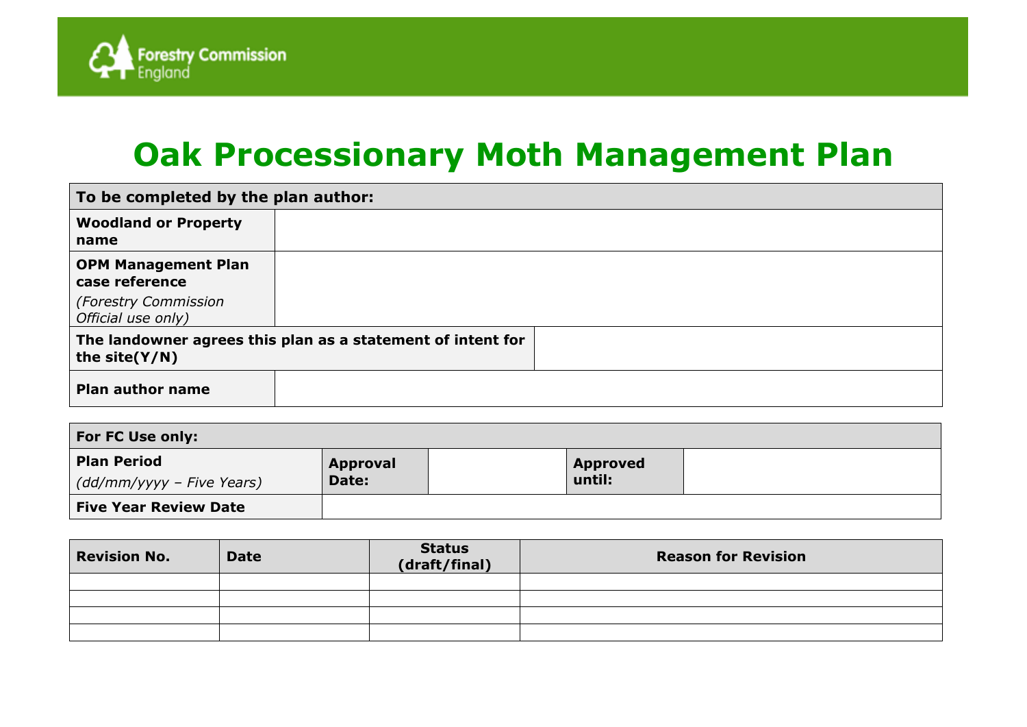Forestry Commission England

# Oak Processionary Moth Management Plan

| To be completed by the plan author: | |
|---|---|
| **Woodland or Property name** | |
| **OPM Management Plan case reference** *(Forestry Commission Official use only)* | |
| **The landowner agrees this plan as a statement of intent for the site(Y/N)** | |
| **Plan author name** | |

| For FC Use only: | | | | |
|---|---|---|---|---|
| **Plan Period** *(dd/mm/yyyy – Five Years)* | **Approval Date:** | | **Approved until:** | |
| **Five Year Review Date** | | | | |

| Revision No. | Date | Status (draft/final) | Reason for Revision |
|---|---|---|---|
| | | | |
| | | | |
| | | | |
| | | | |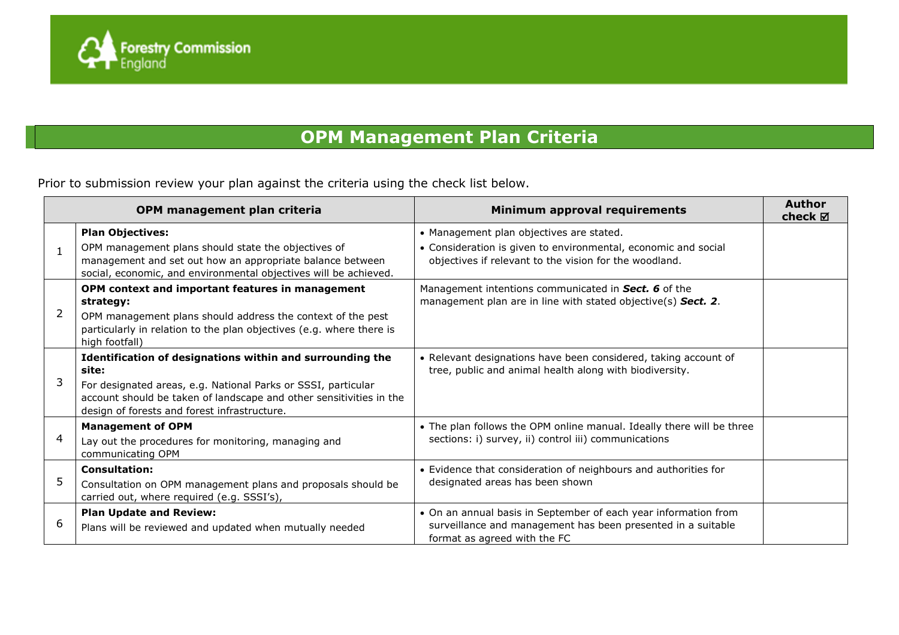Forestry Commission England

# OPM Management Plan Criteria

Prior to submission review your plan against the criteria using the check list below.

| | OPM management plan criteria | Minimum approval requirements | Author check ☑ |
|---|---|---|---|
| 1 | **Plan Objectives:** OPM management plans should state the objectives of management and set out how an appropriate balance between social, economic, and environmental objectives will be achieved. | • Management plan objectives are stated. • Consideration is given to environmental, economic and social objectives if relevant to the vision for the woodland. | |
| 2 | **OPM context and important features in management strategy:** OPM management plans should address the context of the pest particularly in relation to the plan objectives (e.g. where there is high footfall) | Management intentions communicated in ***Sect. 6*** of the management plan are in line with stated objective(s) ***Sect. 2***. | |
| 3 | **Identification of designations within and surrounding the site:** For designated areas, e.g. National Parks or SSSI, particular account should be taken of landscape and other sensitivities in the design of forests and forest infrastructure. | • Relevant designations have been considered, taking account of tree, public and animal health along with biodiversity. | |
| 4 | **Management of OPM** Lay out the procedures for monitoring, managing and communicating OPM | • The plan follows the OPM online manual. Ideally there will be three sections: i) survey, ii) control iii) communications | |
| 5 | **Consultation:** Consultation on OPM management plans and proposals should be carried out, where required (e.g. SSSI's), | • Evidence that consideration of neighbours and authorities for designated areas has been shown | |
| 6 | **Plan Update and Review:** Plans will be reviewed and updated when mutually needed | • On an annual basis in September of each year information from surveillance and management has been presented in a suitable format as agreed with the FC | |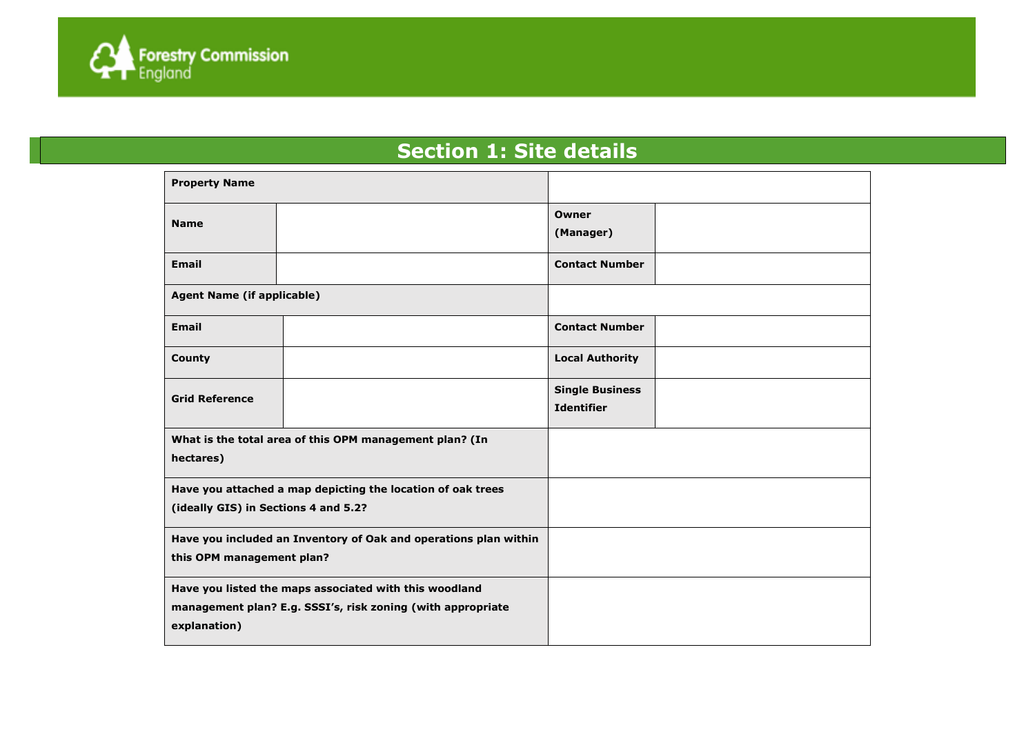# Section 1: Site details

| Property Name | | | |
|---|---|---|---|
| **Name** | | **Owner (Manager)** | |
| **Email** | | **Contact Number** | |
| **Agent Name (if applicable)** | | | |
| **Email** | | **Contact Number** | |
| **County** | | **Local Authority** | |
| **Grid Reference** | | **Single Business Identifier** | |
| **What is the total area of this OPM management plan? (In hectares)** | | | |
| **Have you attached a map depicting the location of oak trees (ideally GIS) in Sections 4 and 5.2?** | | | |
| **Have you included an Inventory of Oak and operations plan within this OPM management plan?** | | | |
| **Have you listed the maps associated with this woodland management plan? E.g. SSSI's, risk zoning (with appropriate explanation)** | | | |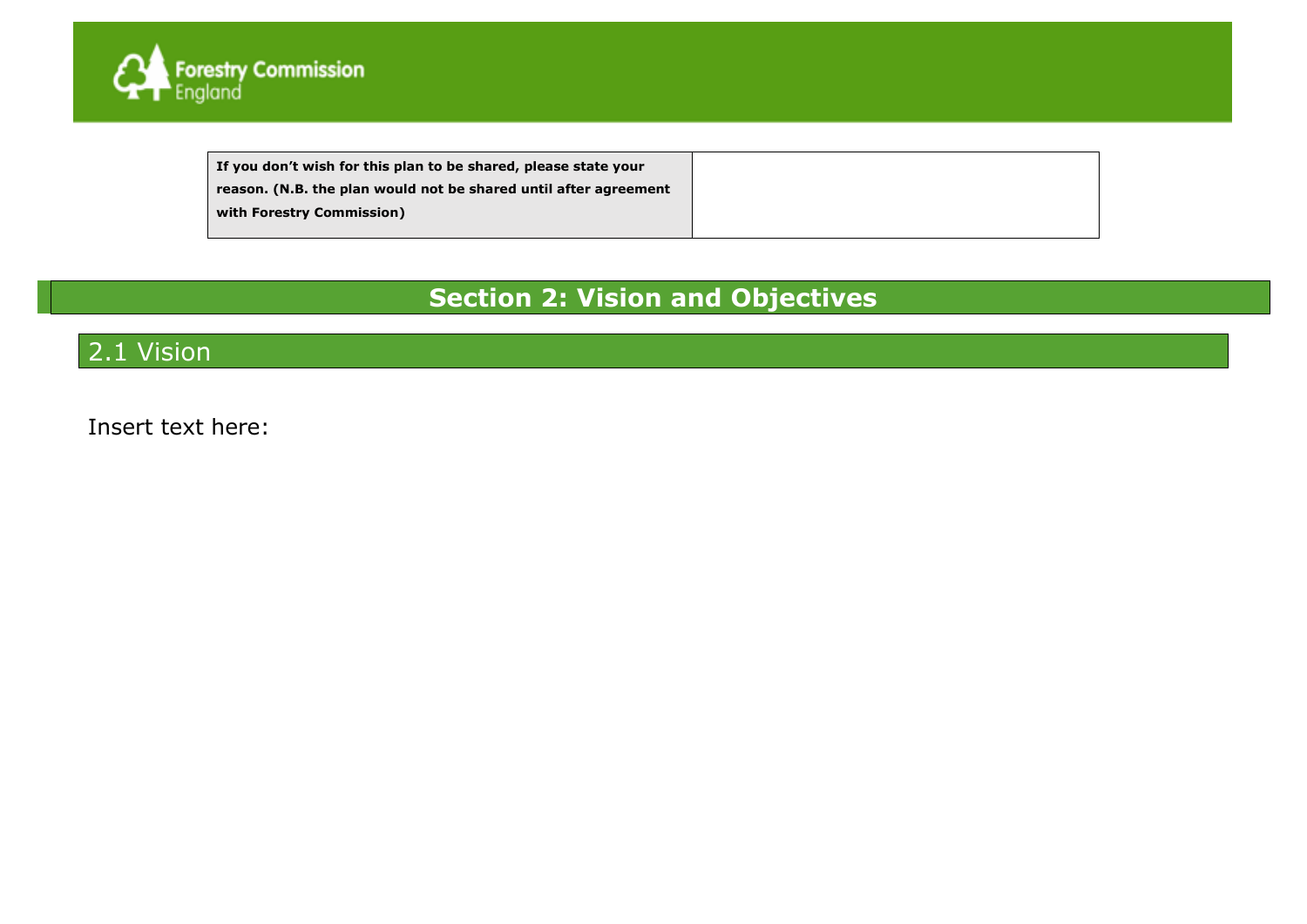| If you don't wish for this plan to be shared, please state your reason. (N.B. the plan would not be shared until after agreement with Forestry Commission) | |
|---|---|

# Section 2: Vision and Objectives

## 2.1 Vision

Insert text here: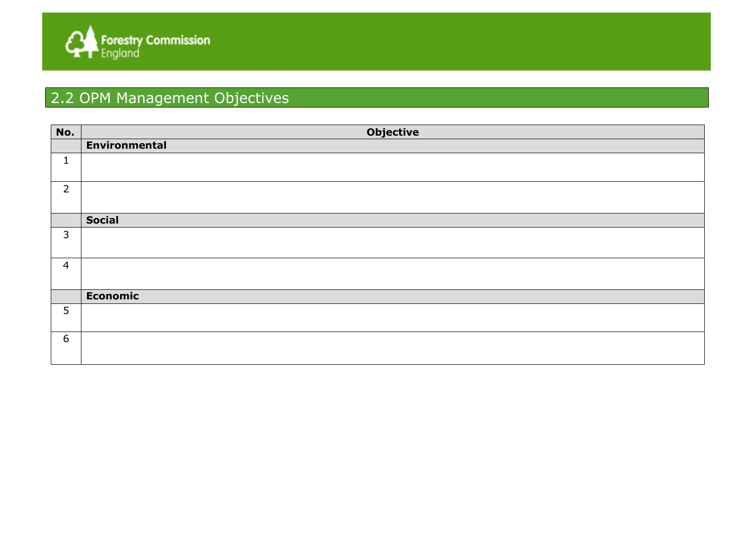## 2.2 OPM Management Objectives

| No. | Objective |
|---|---|
| | **Environmental** |
| 1 | |
| 2 | |
| | **Social** |
| 3 | |
| 4 | |
| | **Economic** |
| 5 | |
| 6 | |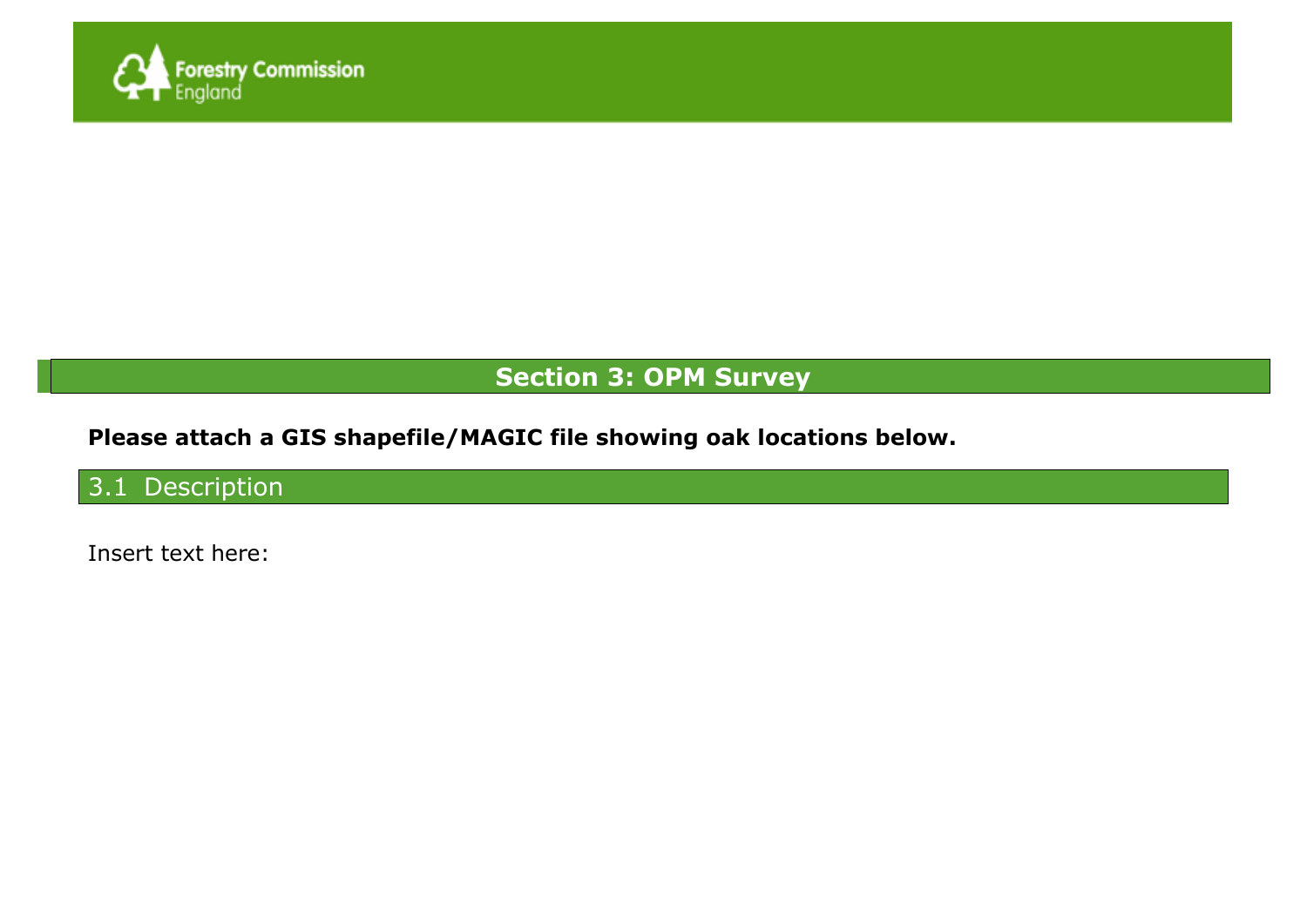## Section 3: OPM Survey

**Please attach a GIS shapefile/MAGIC file showing oak locations below.**

### 3.1 Description

Insert text here: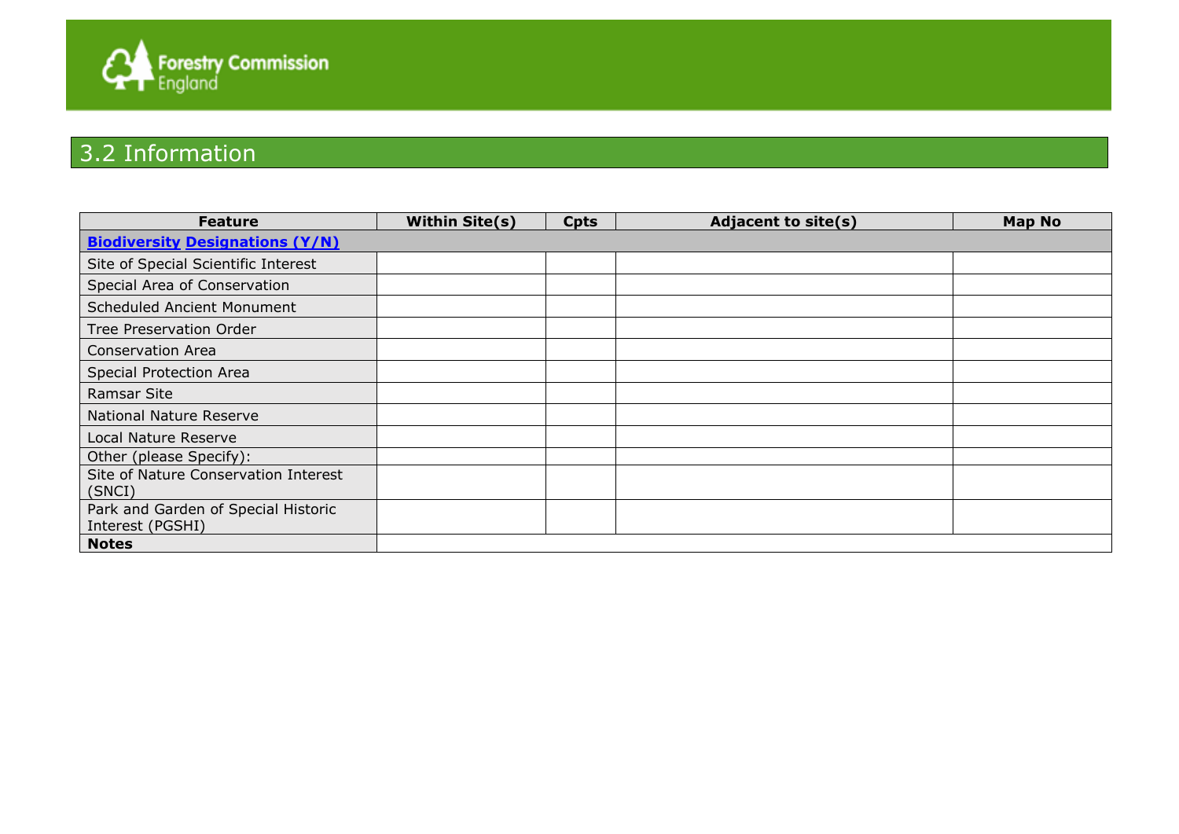## 3.2 Information

| Feature | Within Site(s) | Cpts | Adjacent to site(s) | Map No |
|---|---|---|---|---|
| **Biodiversity Designations (Y/N)** | | | | |
| Site of Special Scientific Interest | | | | |
| Special Area of Conservation | | | | |
| Scheduled Ancient Monument | | | | |
| Tree Preservation Order | | | | |
| Conservation Area | | | | |
| Special Protection Area | | | | |
| Ramsar Site | | | | |
| National Nature Reserve | | | | |
| Local Nature Reserve | | | | |
| Other (please Specify): | | | | |
| Site of Nature Conservation Interest (SNCI) | | | | |
| Park and Garden of Special Historic Interest (PGSHI) | | | | |
| **Notes** | | | | |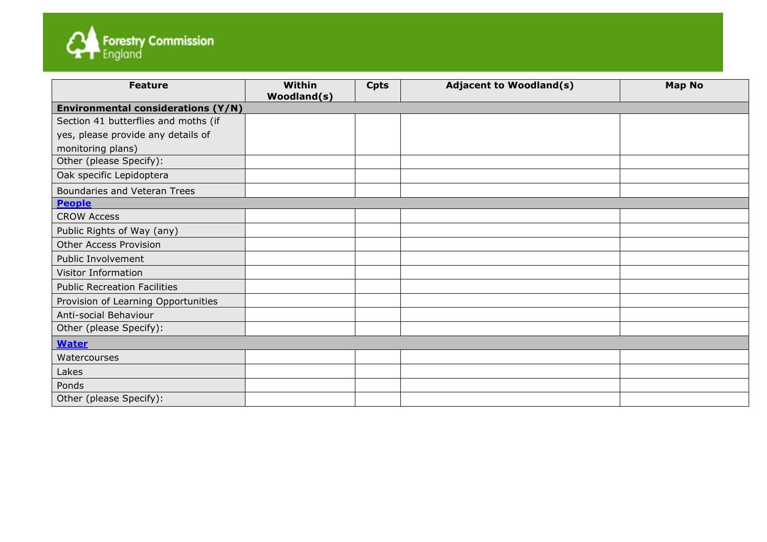| Feature | Within Woodland(s) | Cpts | Adjacent to Woodland(s) | Map No |
|---|---|---|---|---|
| **Environmental considerations (Y/N)** | | | | |
| Section 41 butterflies and moths (if yes, please provide any details of monitoring plans) | | | | |
| Other (please Specify): | | | | |
| Oak specific Lepidoptera | | | | |
| Boundaries and Veteran Trees | | | | |
| **People** | | | | |
| CROW Access | | | | |
| Public Rights of Way (any) | | | | |
| Other Access Provision | | | | |
| Public Involvement | | | | |
| Visitor Information | | | | |
| Public Recreation Facilities | | | | |
| Provision of Learning Opportunities | | | | |
| Anti-social Behaviour | | | | |
| Other (please Specify): | | | | |
| **Water** | | | | |
| Watercourses | | | | |
| Lakes | | | | |
| Ponds | | | | |
| Other (please Specify): | | | | |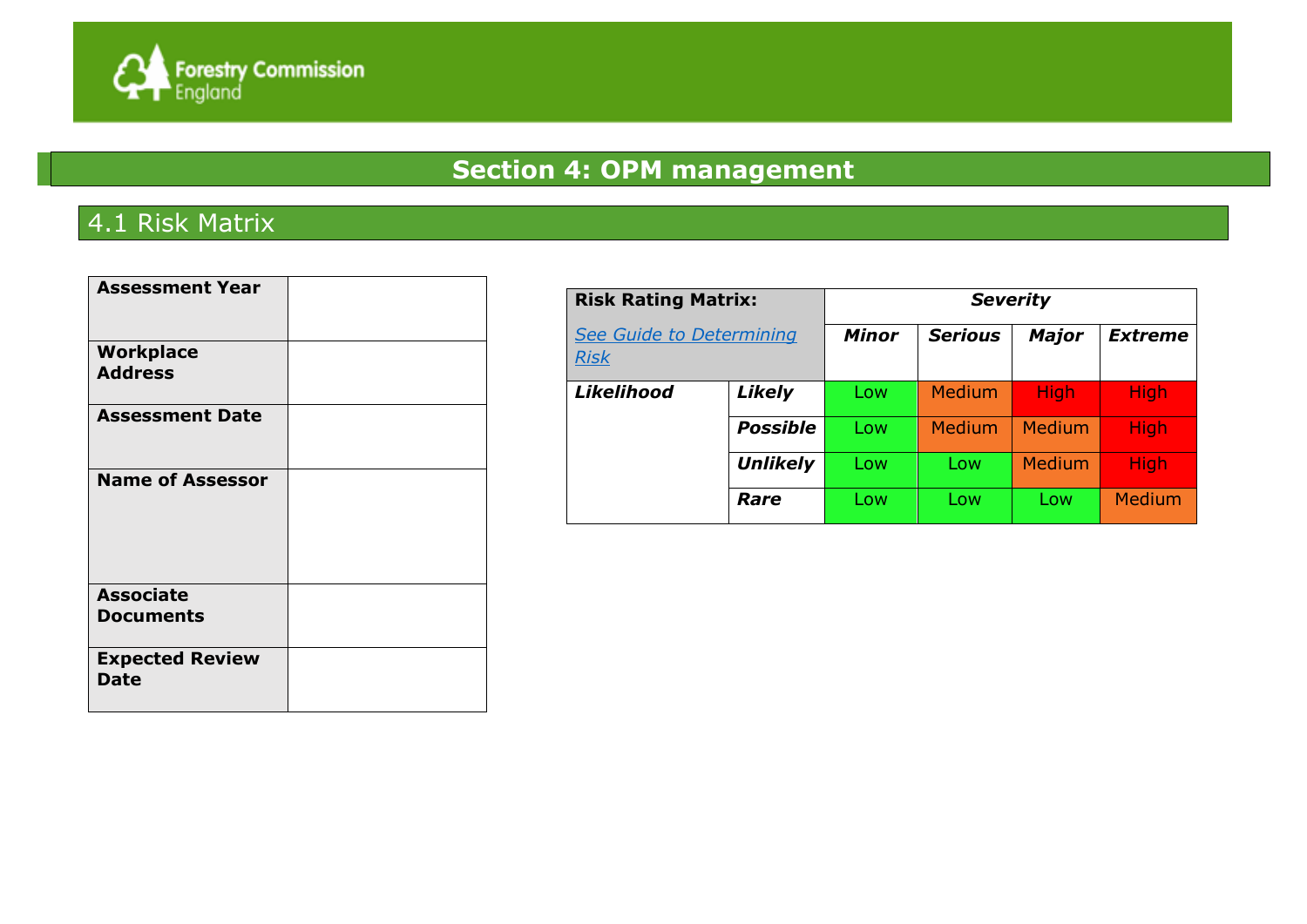# Section 4: OPM management

## 4.1 Risk Matrix

| **Assessment Year** | |
|---|---|
| **Workplace Address** | |
| **Assessment Date** | |
| **Name of Assessor** | |
| **Associate Documents** | |
| **Expected Review Date** | |

| **Risk Rating Matrix:** *See Guide to Determining Risk* | | ***Severity*** | | | |
|---|---|---|---|---|---|
| | | ***Minor*** | ***Serious*** | ***Major*** | ***Extreme*** |
| ***Likelihood*** | ***Likely*** | Low | Medium | High | High |
| | ***Possible*** | Low | Medium | Medium | High |
| | ***Unlikely*** | Low | Low | Medium | High |
| | ***Rare*** | Low | Low | Low | Medium |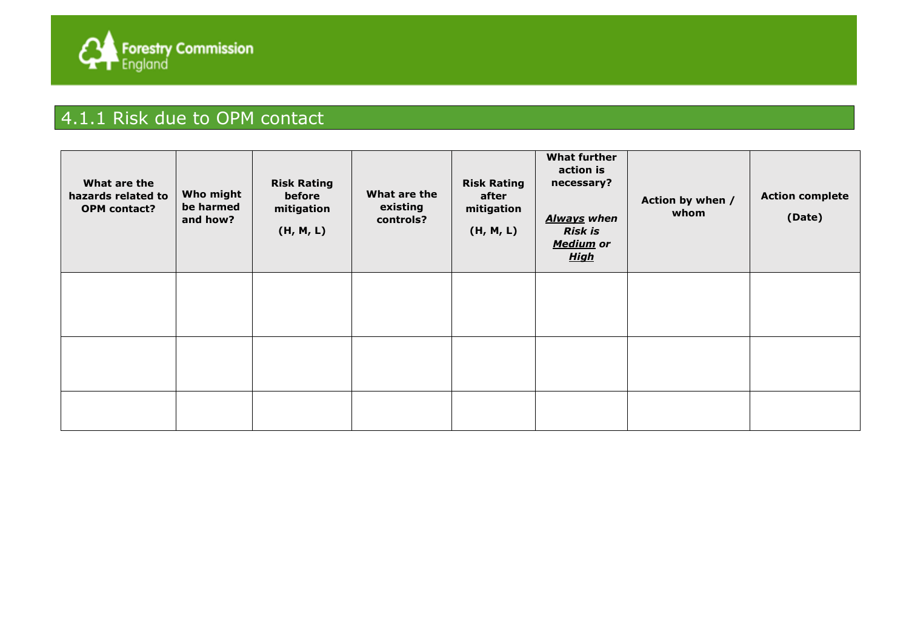## 4.1.1 Risk due to OPM contact

| What are the hazards related to OPM contact? | Who might be harmed and how? | Risk Rating before mitigation (H, M, L) | What are the existing controls? | Risk Rating after mitigation (H, M, L) | What further action is necessary? ***Always*** *when Risk is* ***Medium*** *or* ***High*** | Action by when / whom | Action complete (Date) |
|---|---|---|---|---|---|---|---|
| | | | | | | | |
| | | | | | | | |
| | | | | | | | |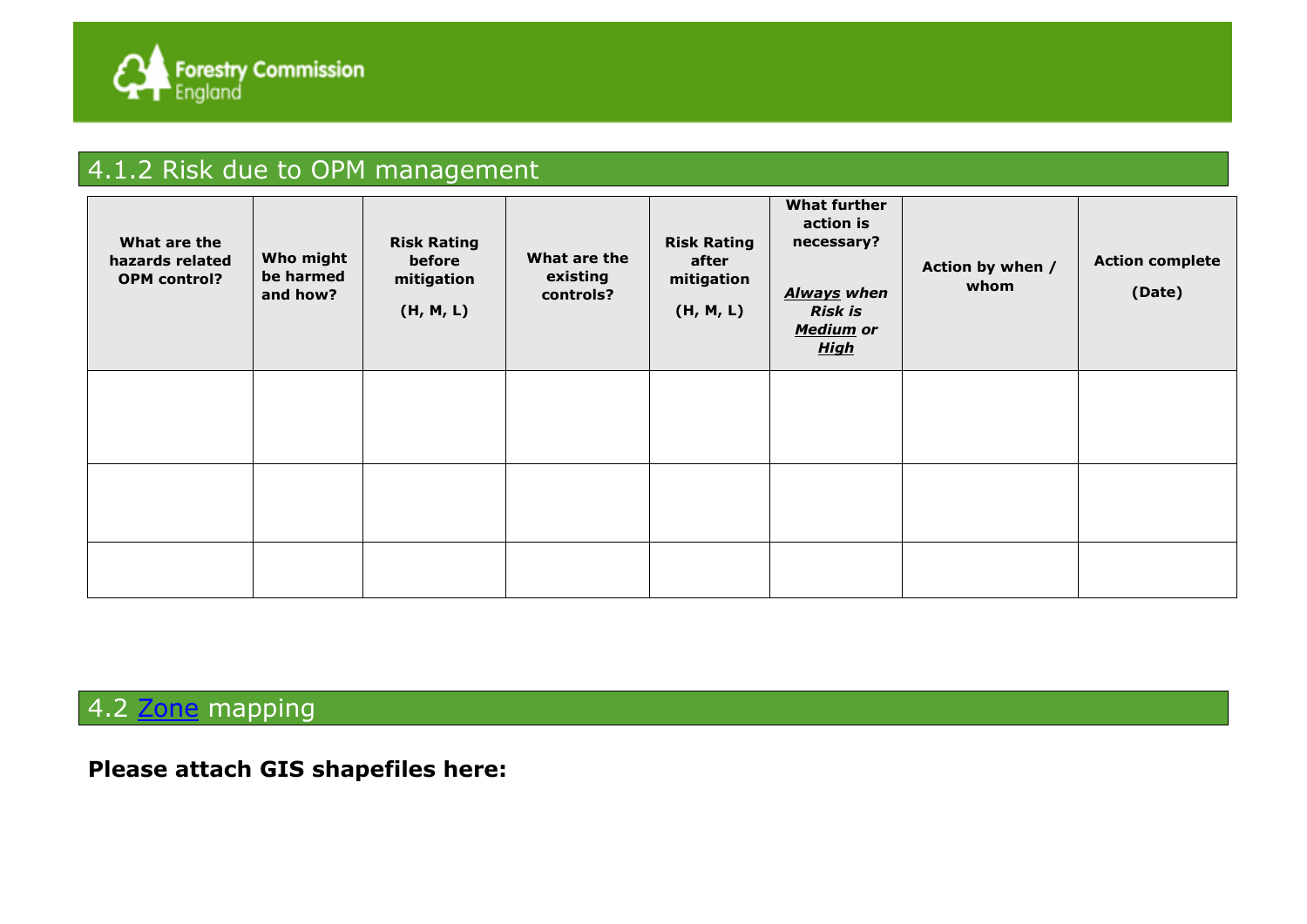## 4.1.2 Risk due to OPM management

| What are the hazards related OPM control? | Who might be harmed and how? | Risk Rating before mitigation (H, M, L) | What are the existing controls? | Risk Rating after mitigation (H, M, L) | What further action is necessary? ***Always** when Risk is **Medium** or **High*** | Action by when / whom | Action complete (Date) |
|---|---|---|---|---|---|---|---|
| | | | | | | | |
| | | | | | | | |
| | | | | | | | |

## 4.2 Zone mapping

**Please attach GIS shapefiles here:**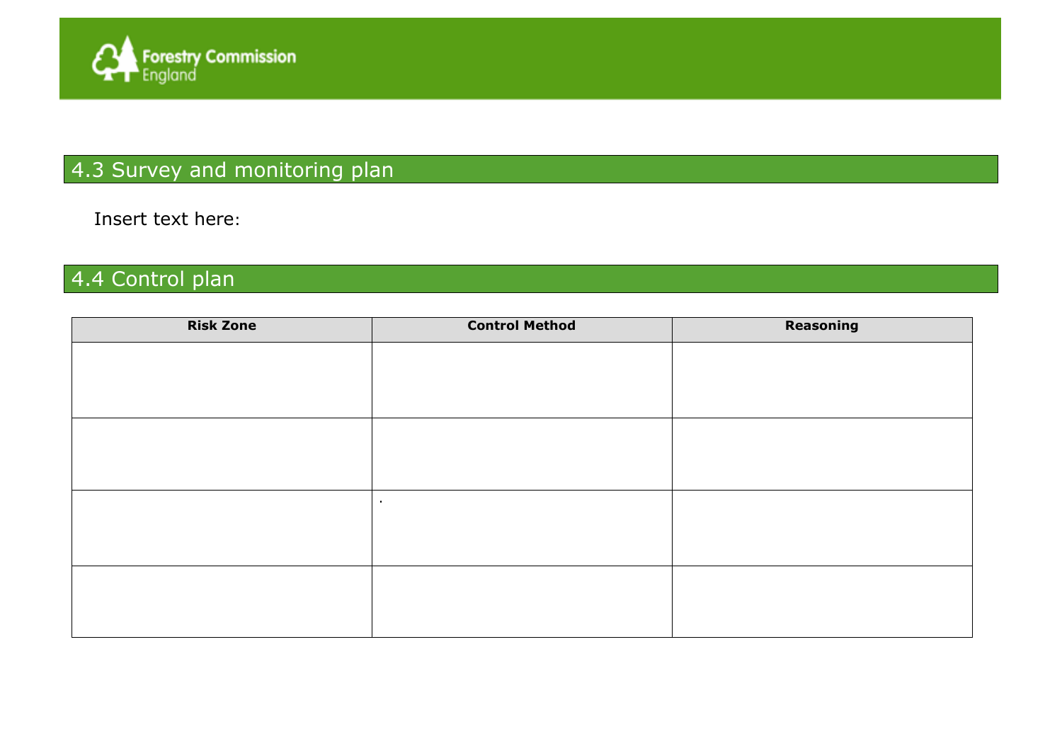## 4.3 Survey and monitoring plan

Insert text here:

## 4.4 Control plan

| Risk Zone | Control Method | Reasoning |
|---|---|---|
| | | |
| | | |
| | . | |
| | | |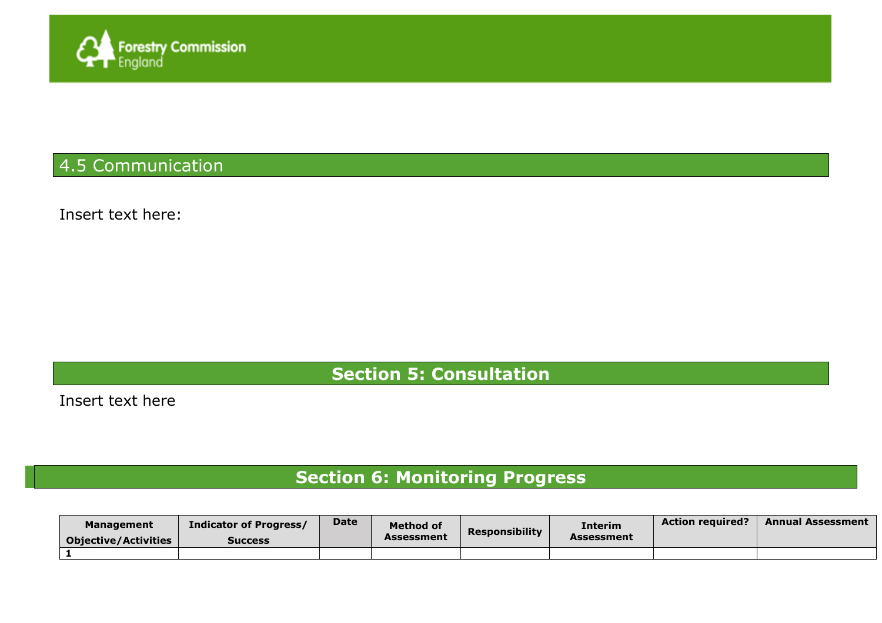## 4.5 Communication

Insert text here:

## Section 5: Consultation

Insert text here

## Section 6: Monitoring Progress

| Management Objective/Activities | Indicator of Progress/ Success | Date | Method of Assessment | Responsibility | Interim Assessment | Action required? | Annual Assessment |
|---|---|---|---|---|---|---|---|
| **1** | | | | | | | |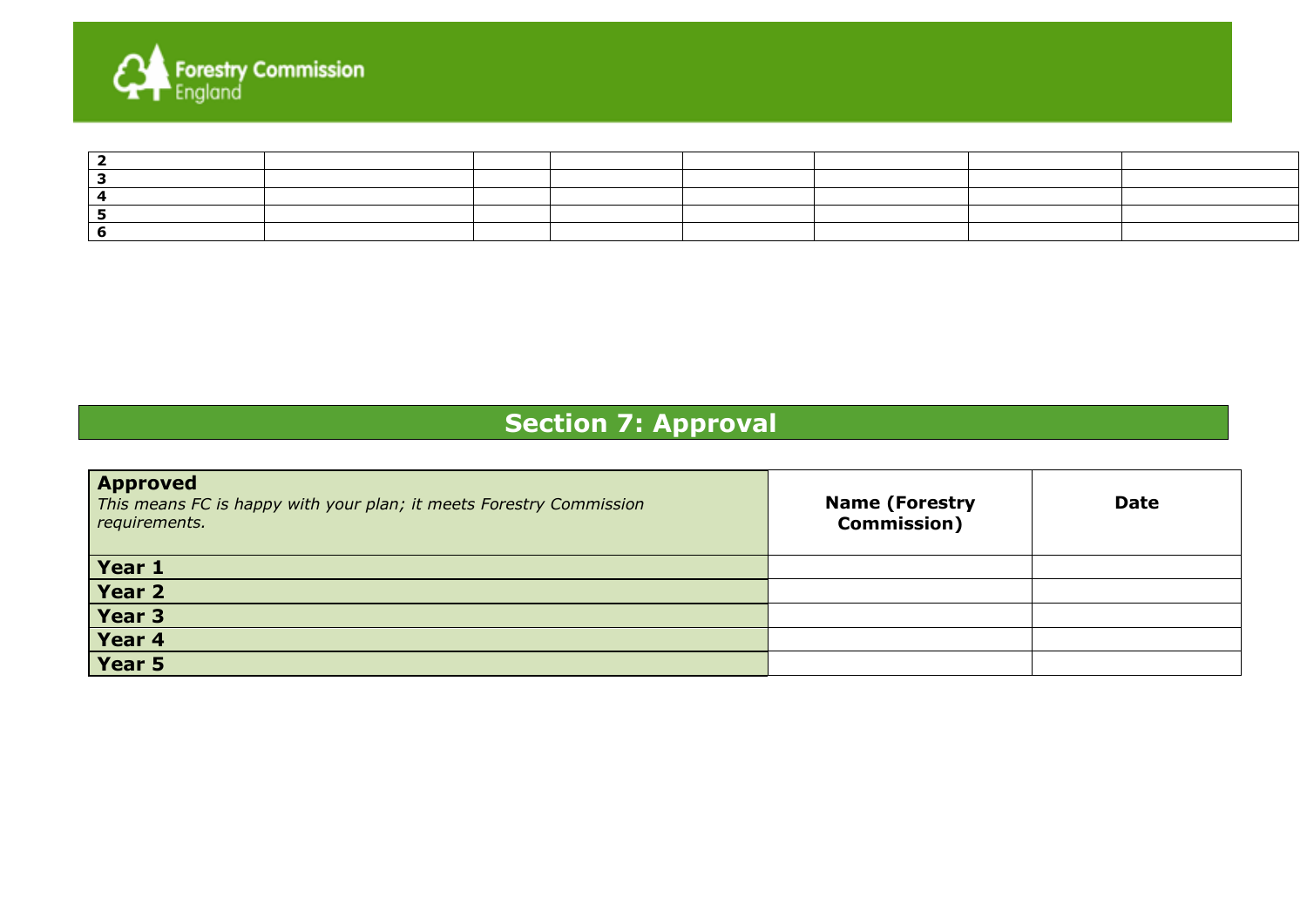| | | | | | | | |
|---|---|---|---|---|---|---|---|
| **2** | | | | | | | |
| **3** | | | | | | | |
| **4** | | | | | | | |
| **5** | | | | | | | |
| **6** | | | | | | | |

# Section 7: Approval

| **Approved**<br>*This means FC is happy with your plan; it meets Forestry Commission requirements.* | **Name (Forestry Commission)** | **Date** |
|---|---|---|
| **Year 1** | | |
| **Year 2** | | |
| **Year 3** | | |
| **Year 4** | | |
| **Year 5** | | |